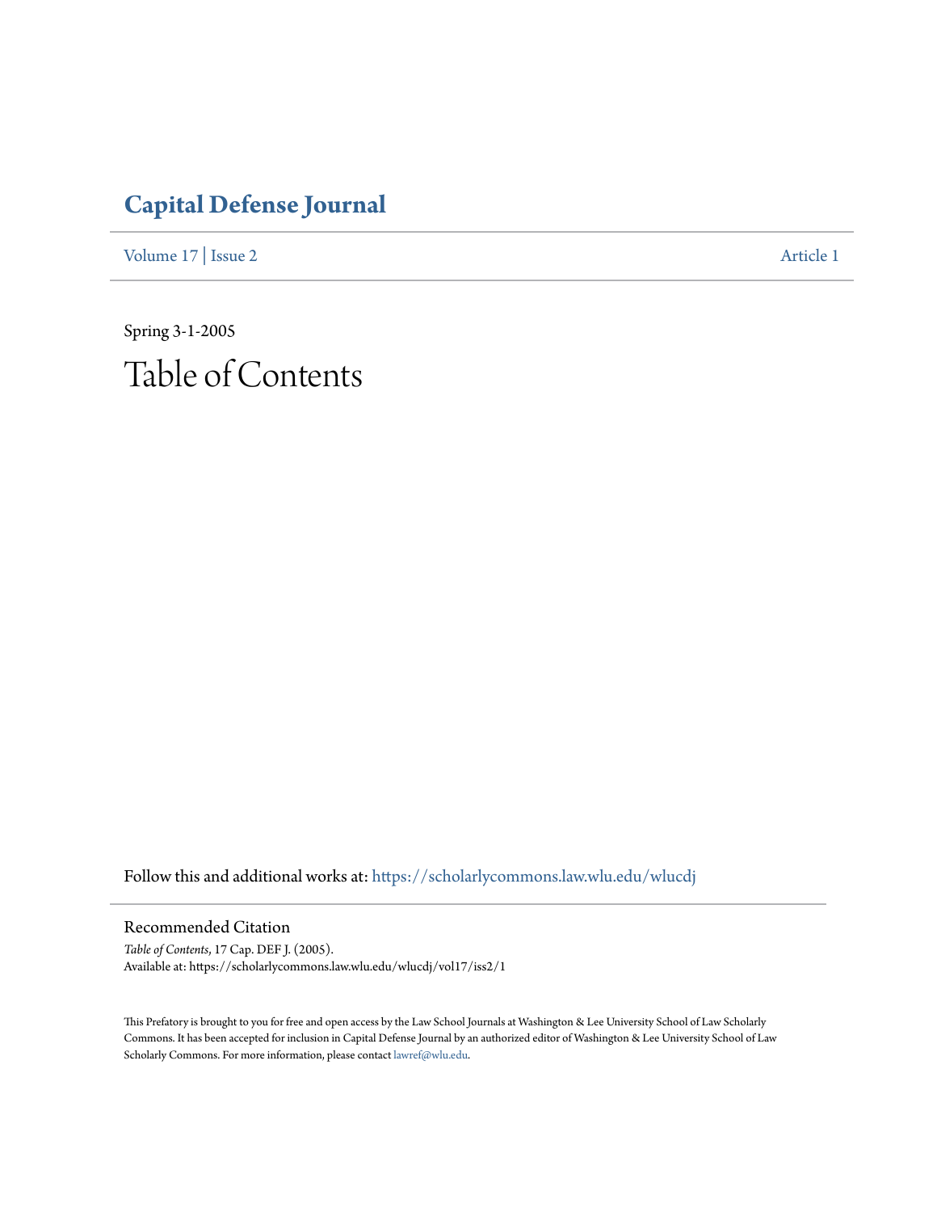# Capital Defense Journal

Volume 17 | Issue 2 Article 1

Spring 3-1-2005

# Table of Contents

Follow this and additional works at: https://scholarlycommons.law.wlu.edu/wlucdj

## Recommended Citation

*Table of Contents*, 17 Cap. DEF J. (2005).
Available at: https://scholarlycommons.law.wlu.edu/wlucdj/vol17/iss2/1

This Prefatory is brought to you for free and open access by the Law School Journals at Washington & Lee University School of Law Scholarly Commons. It has been accepted for inclusion in Capital Defense Journal by an authorized editor of Washington & Lee University School of Law Scholarly Commons. For more information, please contact lawref@wlu.edu.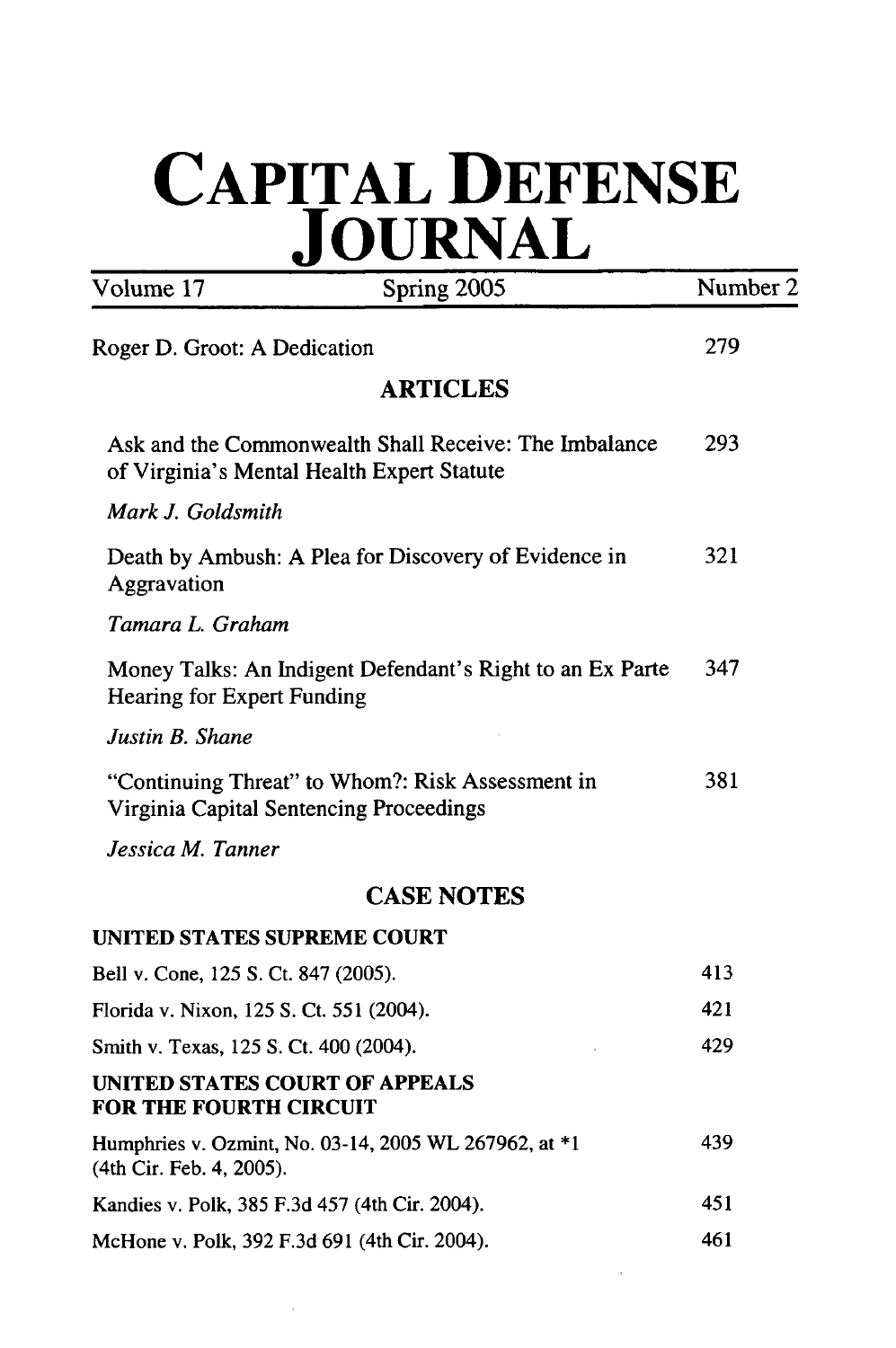# CAPITAL DEFENSE JOURNAL

Volume 17 | Spring 2005 | Number 2

Roger D. Groot: A Dedication 279

## ARTICLES

Ask and the Commonwealth Shall Receive: The Imbalance of Virginia's Mental Health Expert Statute 293

*Mark J. Goldsmith*

Death by Ambush: A Plea for Discovery of Evidence in Aggravation 321

*Tamara L. Graham*

Money Talks: An Indigent Defendant's Right to an Ex Parte Hearing for Expert Funding 347

*Justin B. Shane*

"Continuing Threat" to Whom?: Risk Assessment in Virginia Capital Sentencing Proceedings 381

*Jessica M. Tanner*

## CASE NOTES

### UNITED STATES SUPREME COURT

Bell v. Cone, 125 S. Ct. 847 (2005). 413

Florida v. Nixon, 125 S. Ct. 551 (2004). 421

Smith v. Texas, 125 S. Ct. 400 (2004). 429

### UNITED STATES COURT OF APPEALS FOR THE FOURTH CIRCUIT

Humphries v. Ozmint, No. 03-14, 2005 WL 267962, at *1 (4th Cir. Feb. 4, 2005). 439

Kandies v. Polk, 385 F.3d 457 (4th Cir. 2004). 451

McHone v. Polk, 392 F.3d 691 (4th Cir. 2004). 461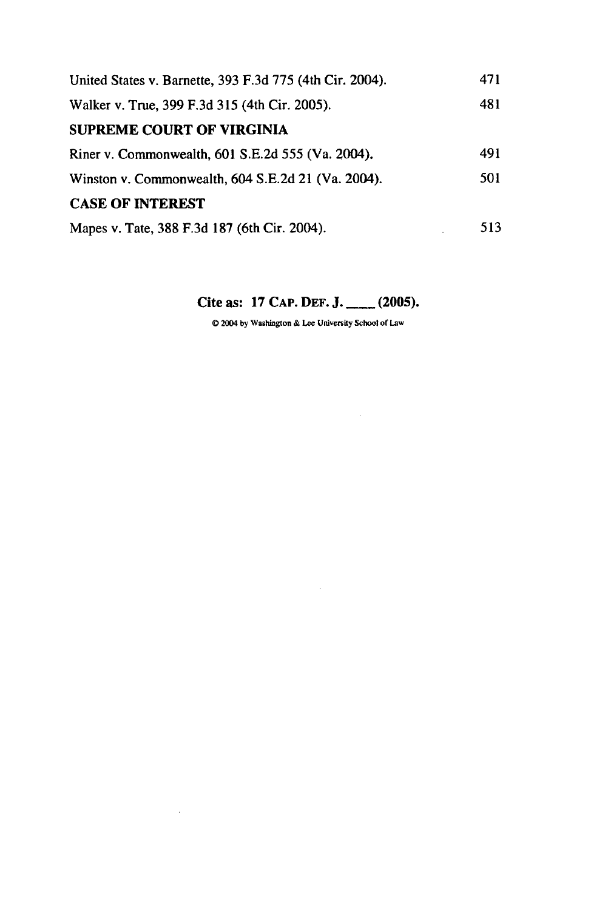United States v. Barnette, 393 F.3d 775 (4th Cir. 2004). 471

Walker v. True, 399 F.3d 315 (4th Cir. 2005). 481

**SUPREME COURT OF VIRGINIA**

Riner v. Commonwealth, 601 S.E.2d 555 (Va. 2004). 491

Winston v. Commonwealth, 604 S.E.2d 21 (Va. 2004). 501

**CASE OF INTEREST**

Mapes v. Tate, 388 F.3d 187 (6th Cir. 2004). 513

**Cite as: 17 CAP. DEF. J. ____ (2005).**

© 2004 by Washington & Lee University School of Law